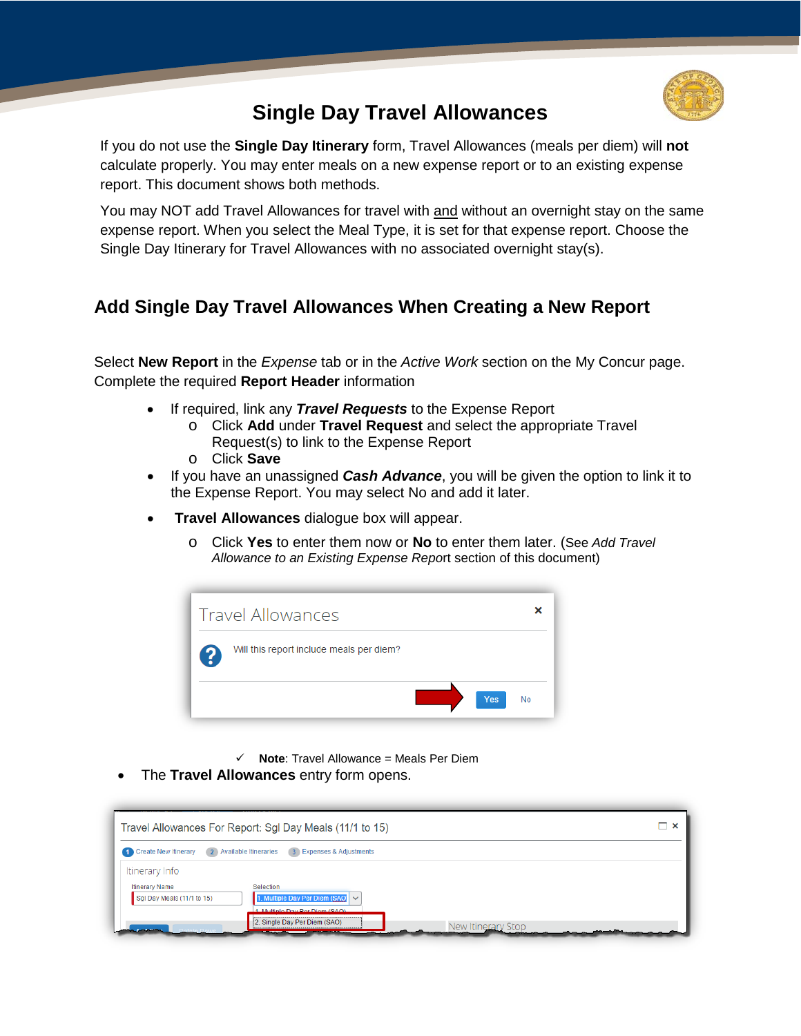# Single Day Travel Allowances

If you do not use the **Single Day Itinerary** form, Travel Allowances (meals per diem) will **not** calculate properly. You may enter meals on a new expense report or to an existing expense report. This document shows both methods.

You may NOT add Travel Allowances for travel with and without an overnight stay on the same expense report. When you select the Meal Type, it is set for that expense report. Choose the Single Day Itinerary for Travel Allowances with no associated overnight stay(s).

## Add Single Day Travel Allowances When Creating a New Report

Select **New Report** in the *Expense* tab or in the *Active Work* section on the My Concur page. Complete the required **Report Header** information

- If required, link any ***Travel Requests*** to the Expense Report
  - Click **Add** under **Travel Request** and select the appropriate Travel Request(s) to link to the Expense Report
  - Click **Save**
- If you have an unassigned ***Cash Advance***, you will be given the option to link it to the Expense Report. You may select No and add it later.
- **Travel Allowances** dialogue box will appear.
  - Click **Yes** to enter them now or **No** to enter them later. (See *Add Travel Allowance to an Existing Expense Report* section of this document)

✓ **Note**: Travel Allowance = Meals Per Diem

- The **Travel Allowances** entry form opens.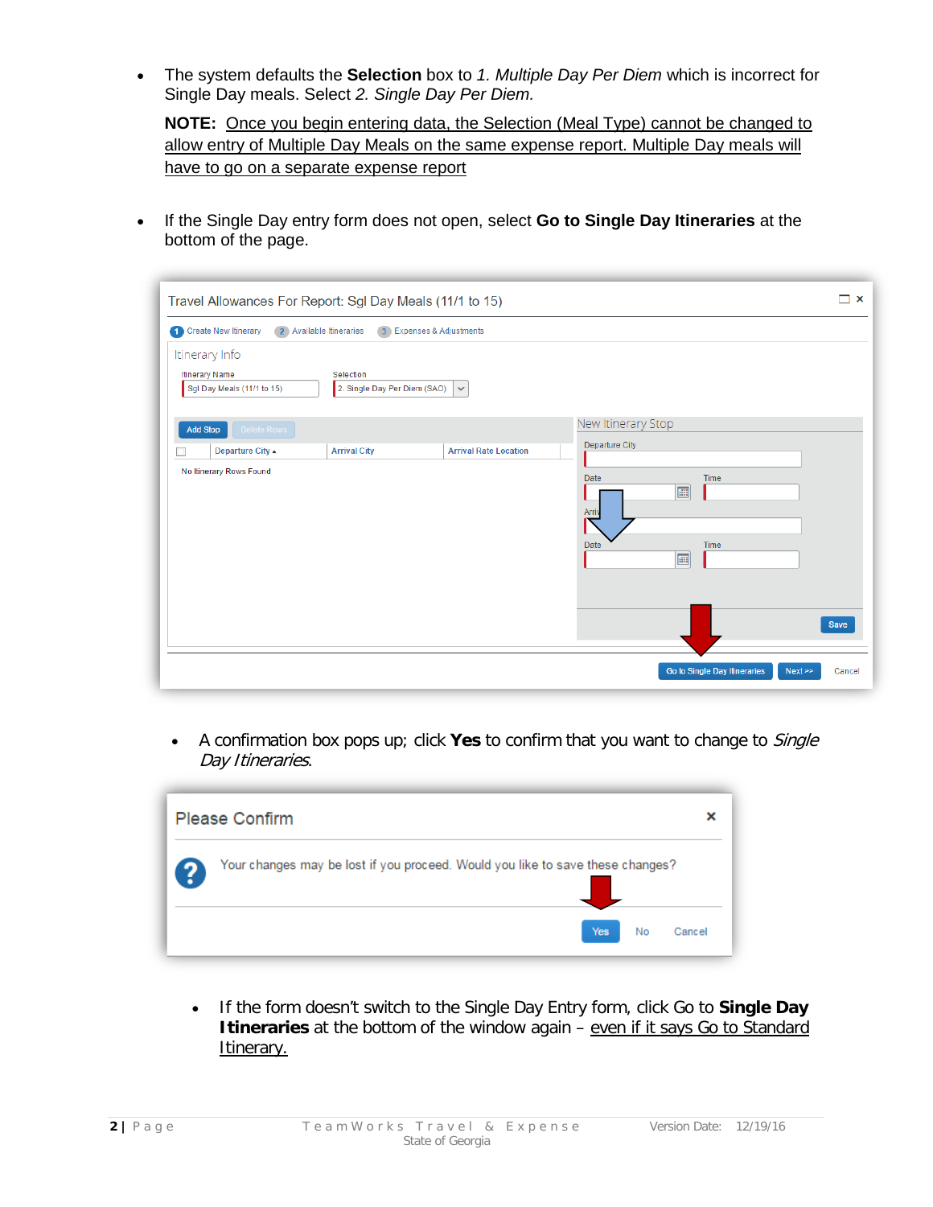- The system defaults the **Selection** box to *1. Multiple Day Per Diem* which is incorrect for Single Day meals. Select *2. Single Day Per Diem.*

  **NOTE:** Once you begin entering data, the Selection (Meal Type) cannot be changed to allow entry of Multiple Day Meals on the same expense report. Multiple Day meals will have to go on a separate expense report

- If the Single Day entry form does not open, select **Go to Single Day Itineraries** at the bottom of the page.

- A confirmation box pops up; click **Yes** to confirm that you want to change to *Single Day Itineraries*.

- If the form doesn't switch to the Single Day Entry form, click Go to **Single Day Itineraries** at the bottom of the window again – even if it says Go to Standard Itinerary.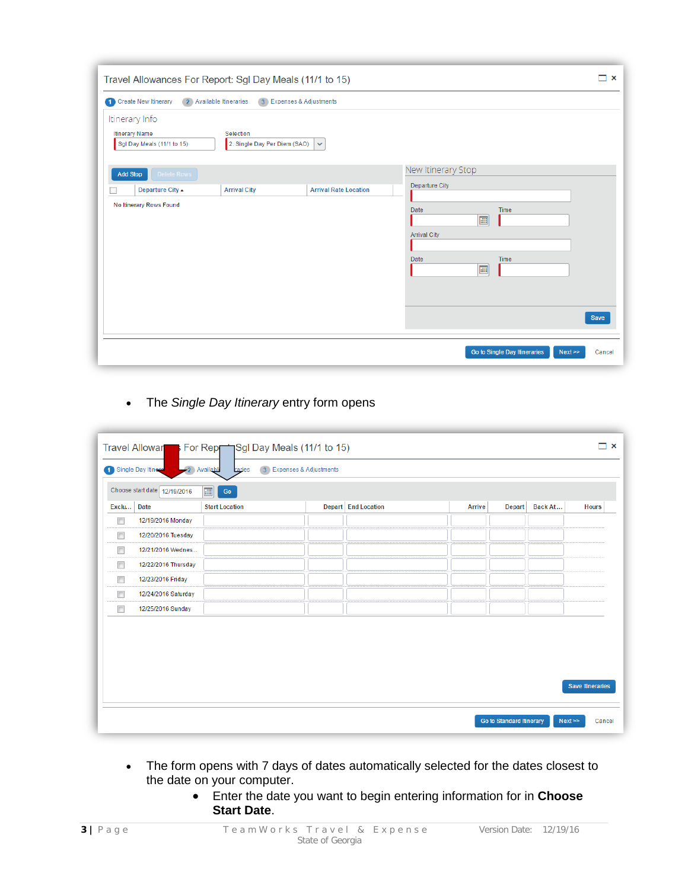- The *Single Day Itinerary* entry form opens

- The form opens with 7 days of dates automatically selected for the dates closest to the date on your computer.
    - Enter the date you want to begin entering information for in **Choose Start Date**.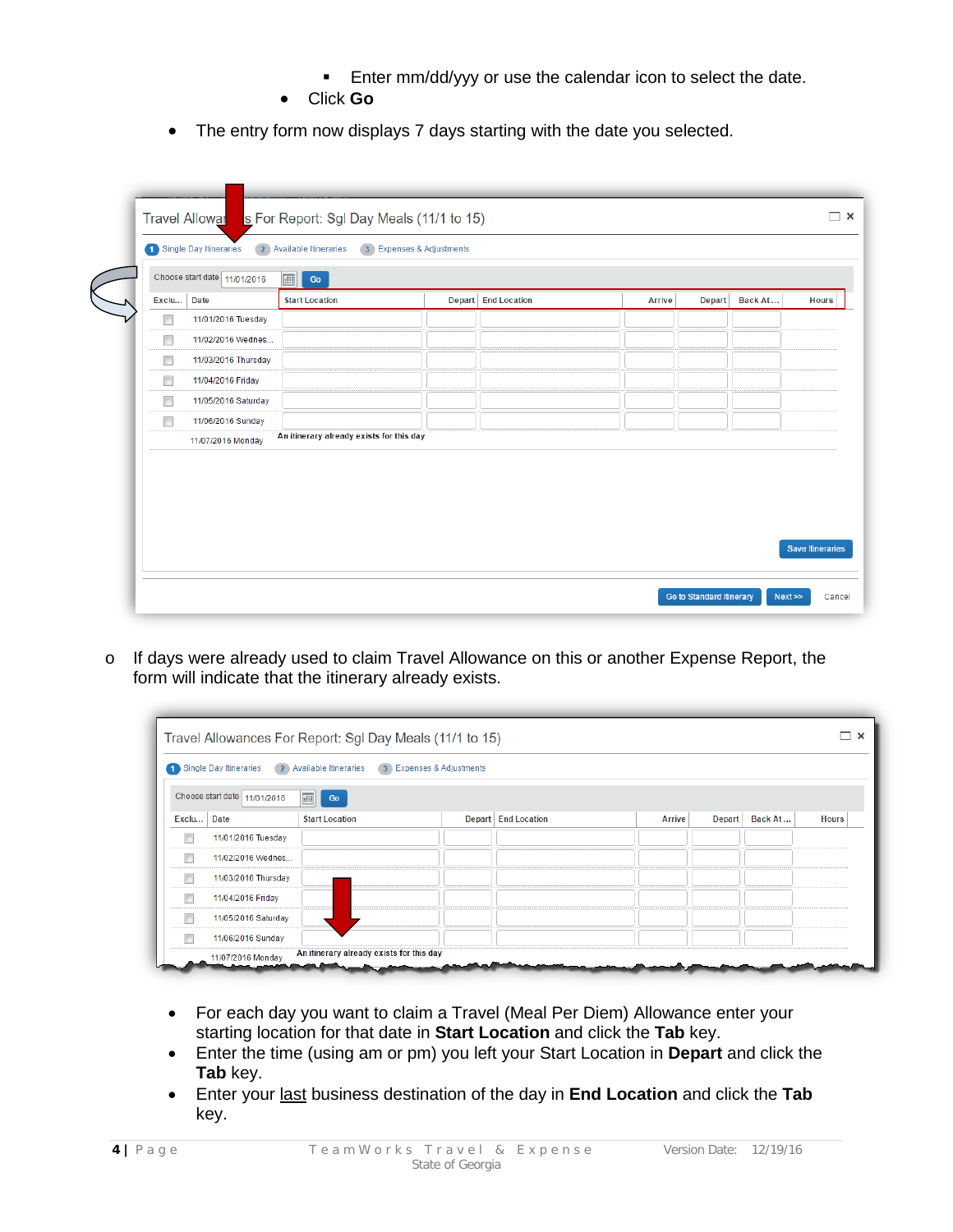- Enter mm/dd/yyy or use the calendar icon to select the date.
    - Click **Go**

- The entry form now displays 7 days starting with the date you selected.

    - If days were already used to claim Travel Allowance on this or another Expense Report, the form will indicate that the itinerary already exists.

- For each day you want to claim a Travel (Meal Per Diem) Allowance enter your starting location for that date in **Start Location** and click the **Tab** key.
- Enter the time (using am or pm) you left your Start Location in **Depart** and click the **Tab** key.
- Enter your <u>last</u> business destination of the day in **End Location** and click the **Tab** key.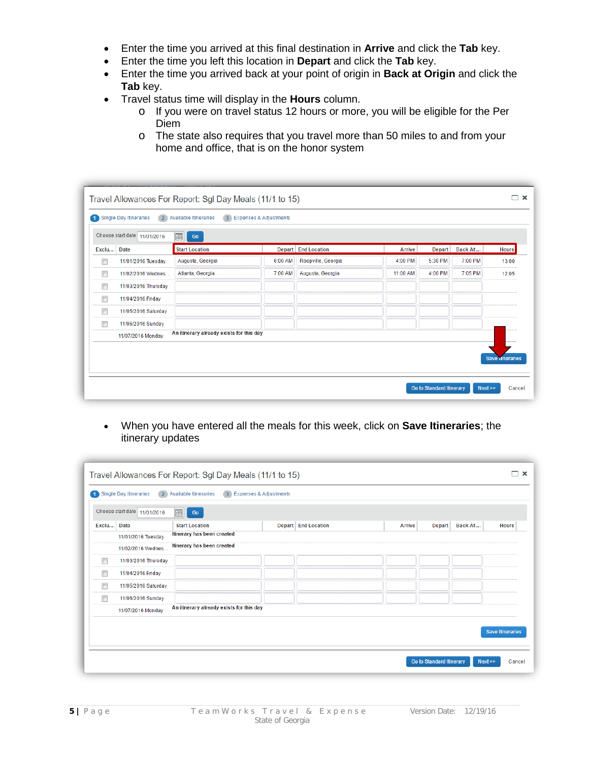- Enter the time you arrived at this final destination in **Arrive** and click the **Tab** key.
- Enter the time you left this location in **Depart** and click the **Tab** key.
- Enter the time you arrived back at your point of origin in **Back at Origin** and click the **Tab** key.
- Travel status time will display in the **Hours** column.
  - If you were on travel status 12 hours or more, you will be eligible for the Per Diem
  - The state also requires that you travel more than 50 miles to and from your home and office, that is on the honor system

Travel Allowances For Report: Sgl Day Meals (11/1 to 15)

1 Single Day Itineraries | 2 Available Itineraries | 3 Expenses & Adjustments

Choose start date 11/01/2016 Go

| Exclu... | Date | Start Location | Depart | End Location | Arrive | Depart | Back At... | Hours |
|---|---|---|---|---|---|---|---|---|
| | 11/01/2016 Tuesday | Augusta, Georgia | 6:00 AM | Roopville, Georgia | 4:00 PM | 5:30 PM | 7:00 PM | 13:00 |
| | 11/02/2016 Wednes... | Atlanta, Georgia | 7:00 AM | Augusta, Georgia | 11:00 AM | 4:00 PM | 7:05 PM | 12:05 |
| | 11/03/2016 Thursday | | | | | | | |
| | 11/04/2016 Friday | | | | | | | |
| | 11/05/2016 Saturday | | | | | | | |
| | 11/06/2016 Sunday | | | | | | | |
| | 11/07/2016 Monday | An itinerary already exists for this day | | | | | | |

Save Itineraries

Go to Standard Itinerary | Next >> | Cancel

- When you have entered all the meals for this week, click on **Save Itineraries**; the itinerary updates

Travel Allowances For Report: Sgl Day Meals (11/1 to 15)

1 Single Day Itineraries | 2 Available Itineraries | 3 Expenses & Adjustments

Choose start date 11/01/2016 Go

| Exclu... | Date | Start Location | Depart | End Location | Arrive | Depart | Back At... | Hours |
|---|---|---|---|---|---|---|---|---|
| | 11/01/2016 Tuesday | Itinerary has been created | | | | | | |
| | 11/02/2016 Wednes... | Itinerary has been created | | | | | | |
| | 11/03/2016 Thursday | | | | | | | |
| | 11/04/2016 Friday | | | | | | | |
| | 11/05/2016 Saturday | | | | | | | |
| | 11/06/2016 Sunday | | | | | | | |
| | 11/07/2016 Monday | An itinerary already exists for this day | | | | | | |

Save Itineraries

Go to Standard Itinerary | Next >> | Cancel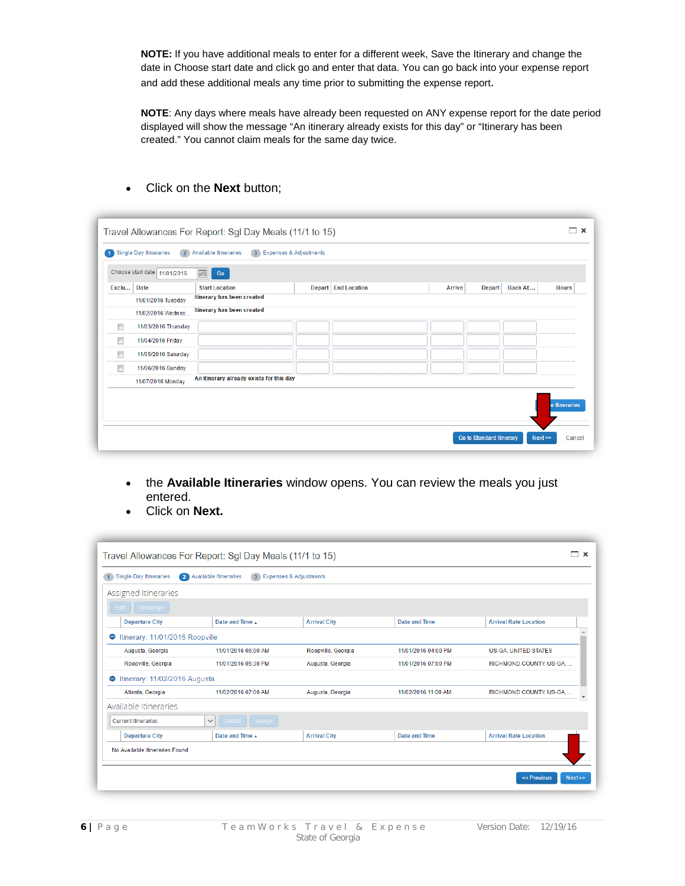**NOTE:** If you have additional meals to enter for a different week, Save the Itinerary and change the date in Choose start date and click go and enter that data. You can go back into your expense report and add these additional meals any time prior to submitting the expense report.

**NOTE**: Any days where meals have already been requested on ANY expense report for the date period displayed will show the message “An itinerary already exists for this day” or “Itinerary has been created.” You cannot claim meals for the same day twice.

- Click on the **Next** button;

- the **Available Itineraries** window opens. You can review the meals you just entered.
- Click on **Next.**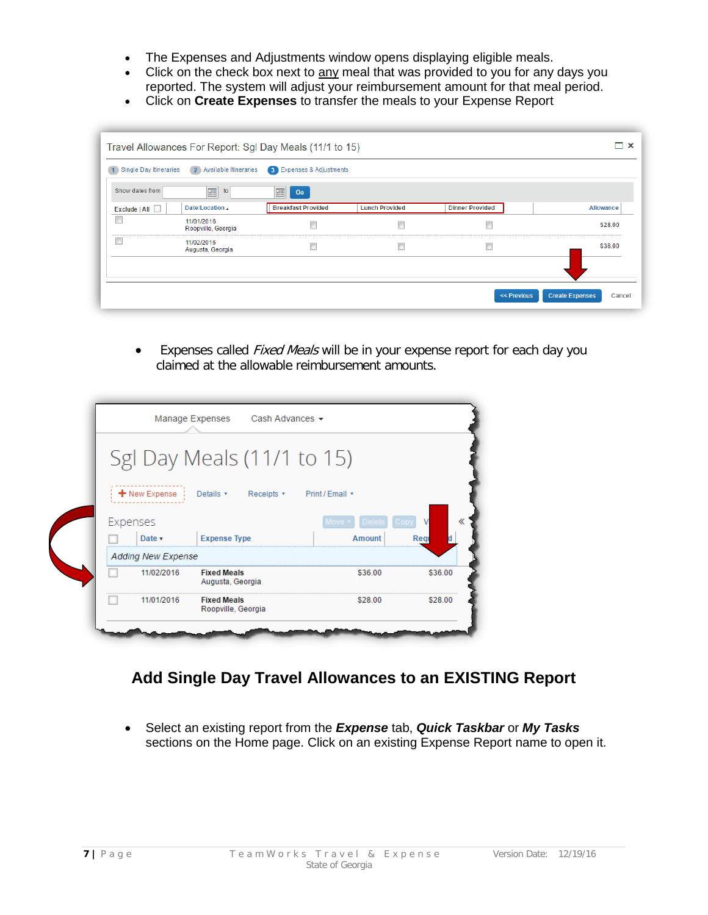- The Expenses and Adjustments window opens displaying eligible meals.
- Click on the check box next to any meal that was provided to you for any days you reported. The system will adjust your reimbursement amount for that meal period.
- Click on **Create Expenses** to transfer the meals to your Expense Report

- Expenses called *Fixed Meals* will be in your expense report for each day you claimed at the allowable reimbursement amounts.

## Add Single Day Travel Allowances to an EXISTING Report

- Select an existing report from the ***Expense*** tab, ***Quick Taskbar*** or ***My Tasks*** sections on the Home page. Click on an existing Expense Report name to open it.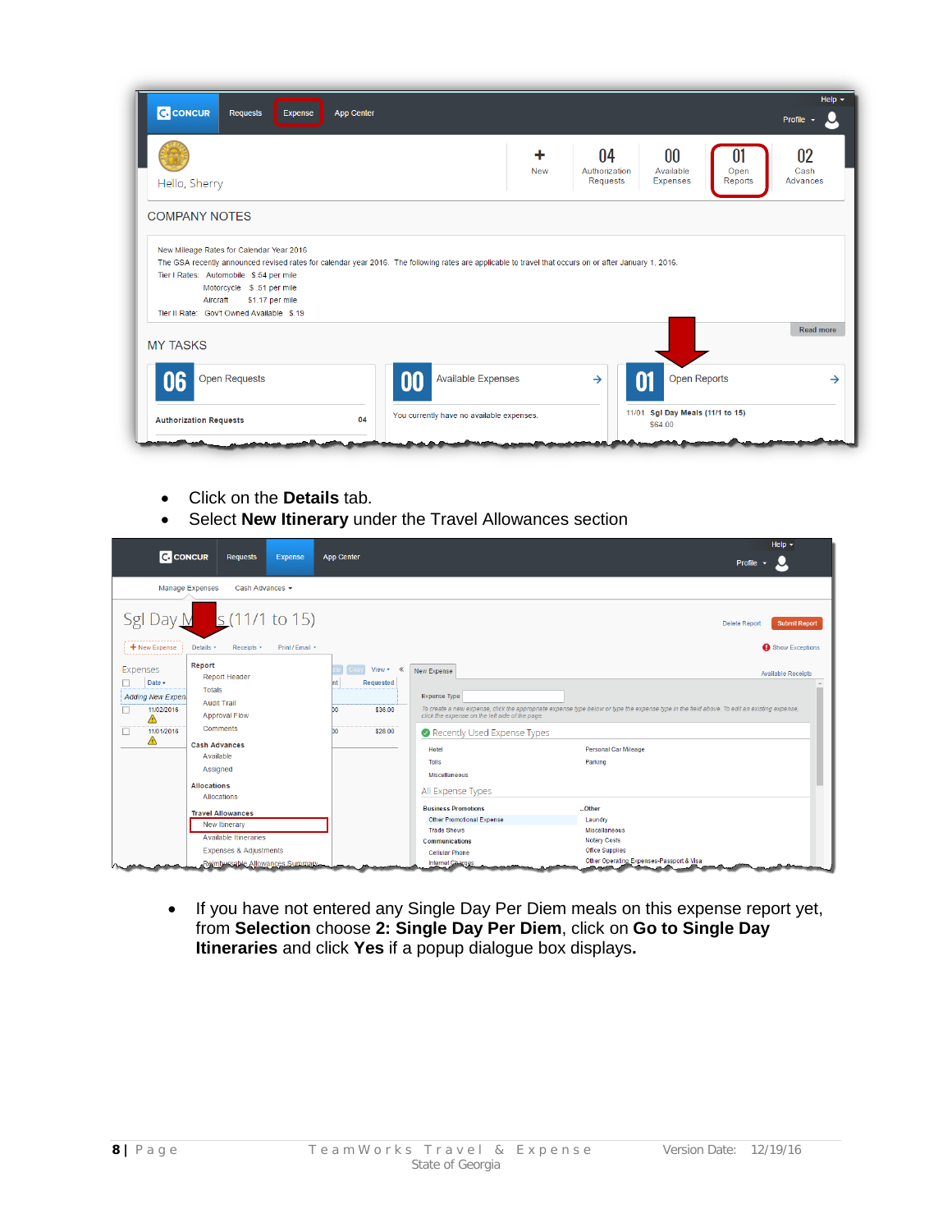- Click on the **Details** tab.
- Select **New Itinerary** under the Travel Allowances section

- If you have not entered any Single Day Per Diem meals on this expense report yet, from **Selection** choose **2: Single Day Per Diem**, click on **Go to Single Day Itineraries** and click **Yes** if a popup dialogue box displays**.**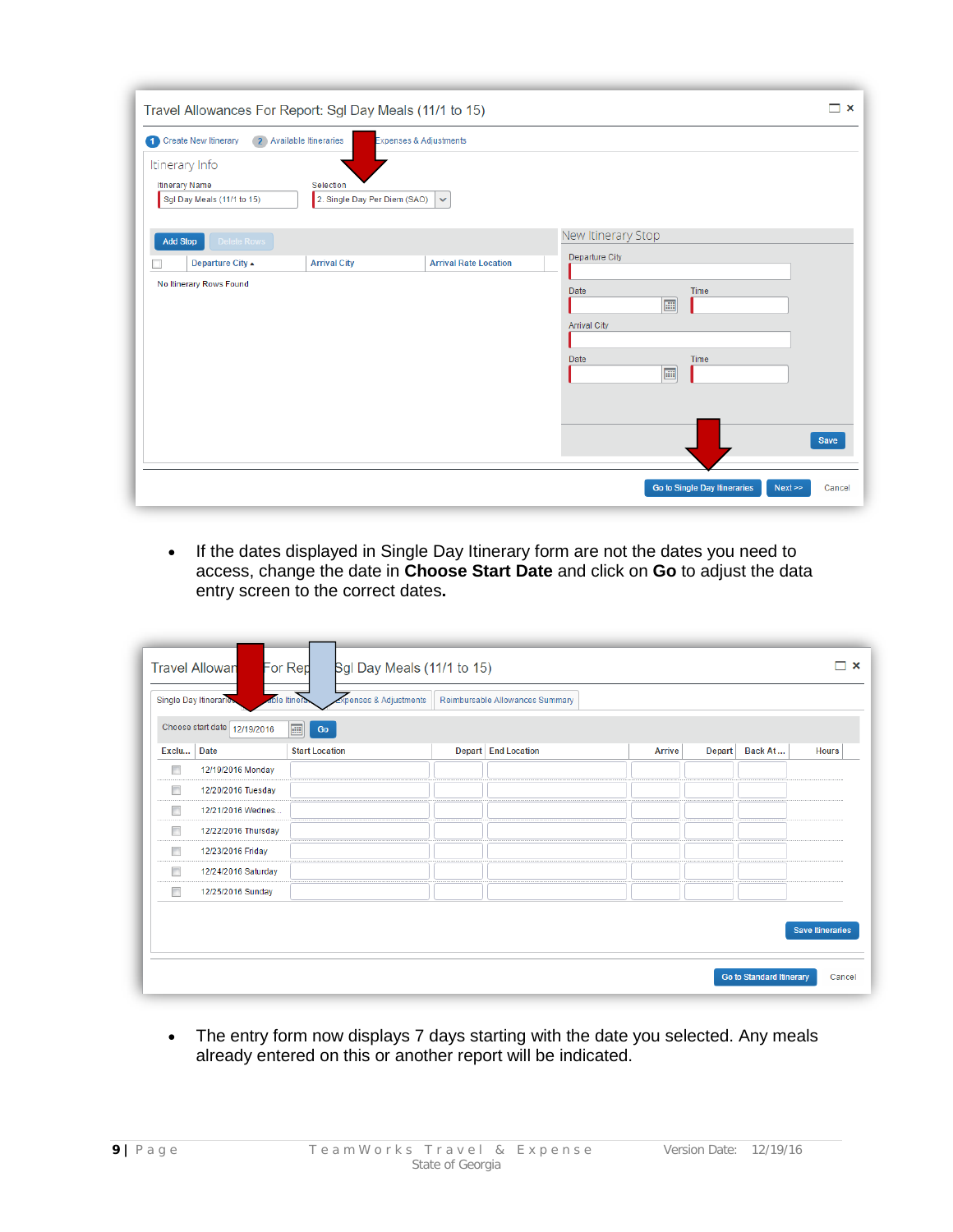Travel Allowances For Report: Sgl Day Meals (11/1 to 15)

1 Create New Itinerary  2 Available Itineraries  Expenses & Adjustments

Itinerary Info

Itinerary Name: Sgl Day Meals (11/1 to 15)

Selection: 2. Single Day Per Diem (SAO)

Add Stop | Delete Rows

| | Departure City | Arrival City | Arrival Rate Location |
|---|---|---|---|

No Itinerary Rows Found

New Itinerary Stop

Departure City

Date | Time

Arrival City

Date | Time

Save

Go to Single Day Itineraries | Next >> | Cancel

- If the dates displayed in Single Day Itinerary form are not the dates you need to access, change the date in **Choose Start Date** and click on **Go** to adjust the data entry screen to the correct dates.

Travel Allowances For Report: Sgl Day Meals (11/1 to 15)

Single Day Itineraries | Available Itineraries | Expenses & Adjustments | Reimbursable Allowances Summary

Choose start date 12/19/2016 Go

| Exclu... | Date | Start Location | Depart | End Location | Arrive | Depart | Back At ... | Hours |
|---|---|---|---|---|---|---|---|---|
| | 12/19/2016 Monday | | | | | | | |
| | 12/20/2016 Tuesday | | | | | | | |
| | 12/21/2016 Wednes... | | | | | | | |
| | 12/22/2016 Thursday | | | | | | | |
| | 12/23/2016 Friday | | | | | | | |
| | 12/24/2016 Saturday | | | | | | | |
| | 12/25/2016 Sunday | | | | | | | |

Save Itineraries

Go to Standard Itinerary | Cancel

- The entry form now displays 7 days starting with the date you selected. Any meals already entered on this or another report will be indicated.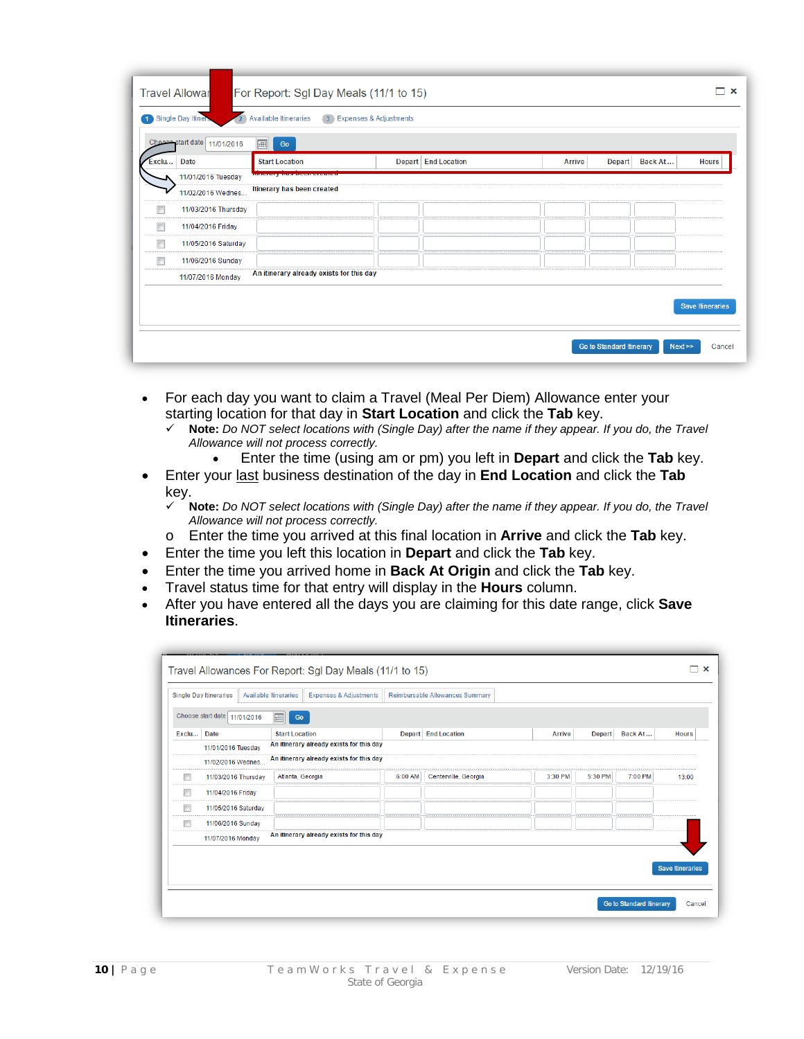- For each day you want to claim a Travel (Meal Per Diem) Allowance enter your starting location for that day in **Start Location** and click the **Tab** key.
  - ✓ **Note:** *Do NOT select locations with (Single Day) after the name if they appear. If you do, the Travel Allowance will not process correctly.*
    - Enter the time (using am or pm) you left in **Depart** and click the **Tab** key.
- Enter your <u>last</u> business destination of the day in **End Location** and click the **Tab** key.
  - ✓ **Note:** *Do NOT select locations with (Single Day) after the name if they appear. If you do, the Travel Allowance will not process correctly.*
  - o Enter the time you arrived at this final location in **Arrive** and click the **Tab** key.
- Enter the time you left this location in **Depart** and click the **Tab** key.
- Enter the time you arrived home in **Back At Origin** and click the **Tab** key.
- Travel status time for that entry will display in the **Hours** column.
- After you have entered all the days you are claiming for this date range, click **Save Itineraries**.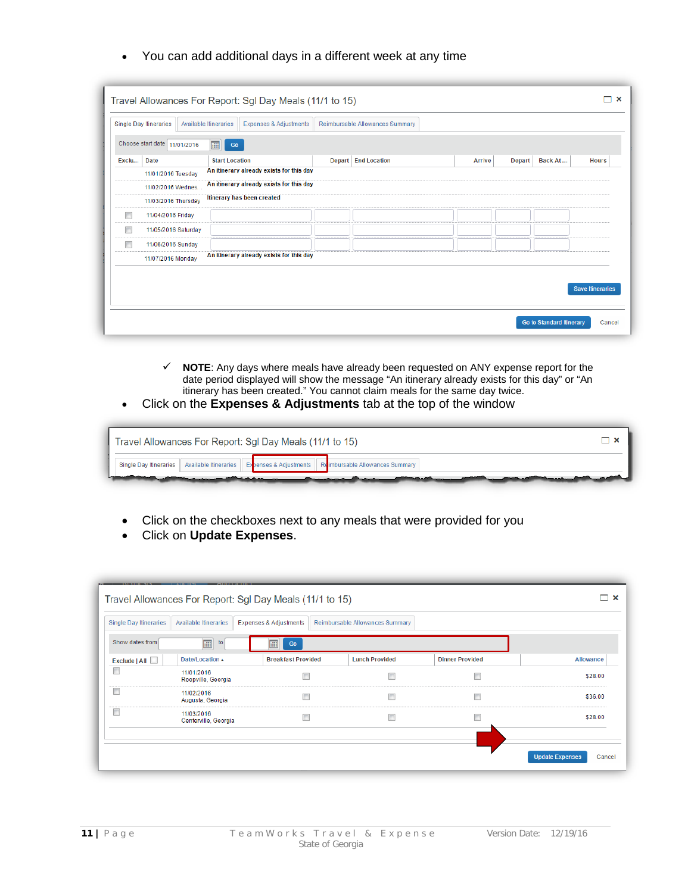- You can add additional days in a different week at any time

Travel Allowances For Report: Sgl Day Meals (11/1 to 15)

Single Day Itineraries | Available Itineraries | Expenses & Adjustments | Reimbursable Allowances Summary

Choose start date 11/01/2016 Go

| Exclu... | Date | Start Location | Depart | End Location | Arrive | Depart | Back At... | Hours |
|---|---|---|---|---|---|---|---|---|
| | 11/01/2016 Tuesday | An itinerary already exists for this day | | | | | | |
| | 11/02/2016 Wednes... | An itinerary already exists for this day | | | | | | |
| | 11/03/2016 Thursday | Itinerary has been created | | | | | | |
| ☐ | 11/04/2016 Friday | | | | | | | |
| ☐ | 11/05/2016 Saturday | | | | | | | |
| ☐ | 11/06/2016 Sunday | | | | | | | |
| | 11/07/2016 Monday | An itinerary already exists for this day | | | | | | |

Save Itineraries

Go to Standard Itinerary | Cancel

> ✓ **NOTE**: Any days where meals have already been requested on ANY expense report for the date period displayed will show the message "An itinerary already exists for this day" or "An itinerary has been created." You cannot claim meals for the same day twice.

- Click on the **Expenses & Adjustments** tab at the top of the window

Travel Allowances For Report: Sgl Day Meals (11/1 to 15)

Single Day Itineraries | Available Itineraries | Expenses & Adjustments | Reimbursable Allowances Summary

- Click on the checkboxes next to any meals that were provided for you
- Click on **Update Expenses**.

Travel Allowances For Report: Sgl Day Meals (11/1 to 15)

Single Day Itineraries | Available Itineraries | Expenses & Adjustments | Reimbursable Allowances Summary

Show dates from [ ] to [ ] Go

| Exclude \| All ☐ | Date/Location | Breakfast Provided | Lunch Provided | Dinner Provided | Allowance |
|---|---|---|---|---|---|
| ☐ | 11/01/2016 Roopville, Georgia | ☐ | ☐ | ☐ | $28.00 |
| ☐ | 11/02/2016 Augusta, Georgia | ☐ | ☐ | ☐ | $36.00 |
| ☐ | 11/03/2016 Centerville, Georgia | ☐ | ☐ | ☐ | $28.00 |

Update Expenses | Cancel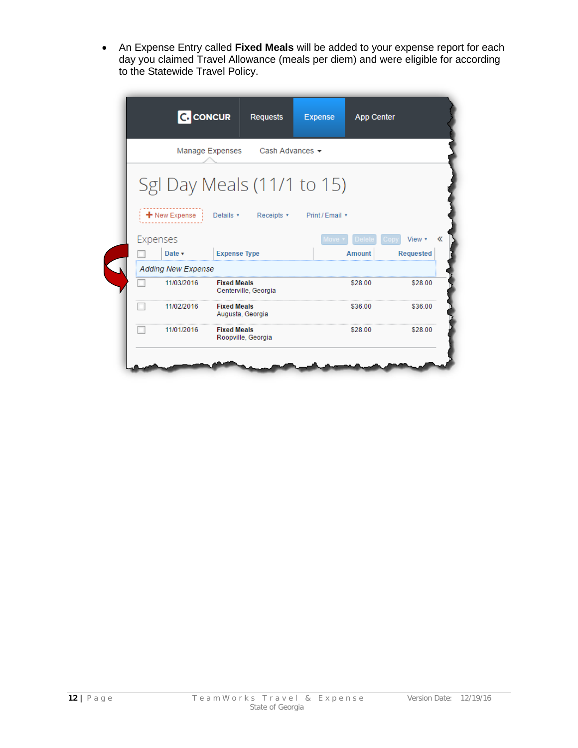- An Expense Entry called **Fixed Meals** will be added to your expense report for each day you claimed Travel Allowance (meals per diem) and were eligible for according to the Statewide Travel Policy.

CONCUR Requests Expense App Center

Manage Expenses Cash Advances

Sgl Day Meals (11/1 to 15)

New Expense Details Receipts Print / Email

Expenses Move Delete Copy View

| Date | Expense Type | Amount | Requested |
| --- | --- | --- | --- |
| *Adding New Expense* | | | |
| 11/03/2016 | **Fixed Meals** Centerville, Georgia | $28.00 | $28.00 |
| 11/02/2016 | **Fixed Meals** Augusta, Georgia | $36.00 | $36.00 |
| 11/01/2016 | **Fixed Meals** Roopville, Georgia | $28.00 | $28.00 |